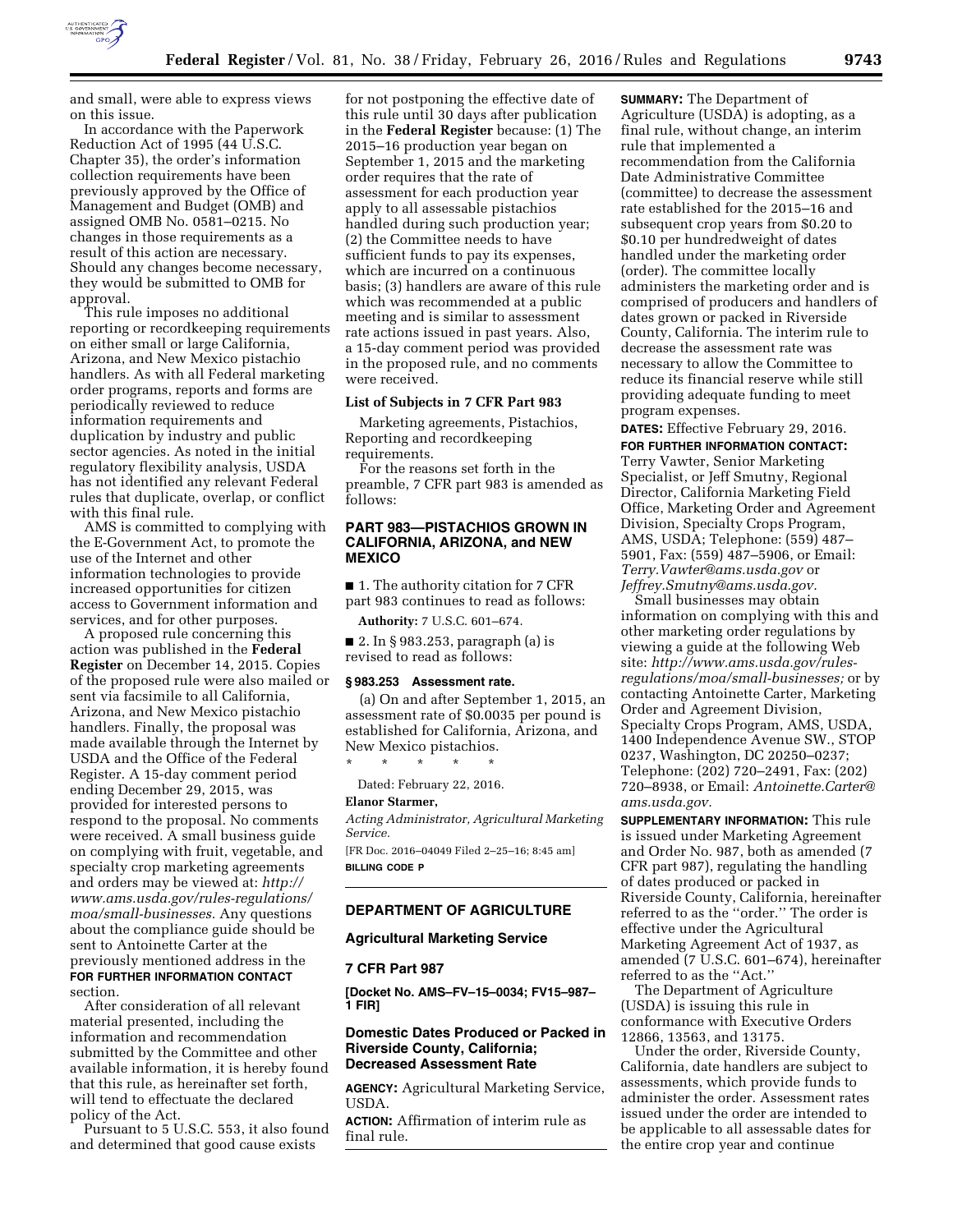and small, were able to express views on this issue.

In accordance with the Paperwork Reduction Act of 1995 (44 U.S.C. Chapter 35), the order's information collection requirements have been previously approved by the Office of Management and Budget (OMB) and assigned OMB No. 0581–0215. No changes in those requirements as a result of this action are necessary. Should any changes become necessary, they would be submitted to OMB for approval.

This rule imposes no additional reporting or recordkeeping requirements on either small or large California, Arizona, and New Mexico pistachio handlers. As with all Federal marketing order programs, reports and forms are periodically reviewed to reduce information requirements and duplication by industry and public sector agencies. As noted in the initial regulatory flexibility analysis, USDA has not identified any relevant Federal rules that duplicate, overlap, or conflict with this final rule.

AMS is committed to complying with the E-Government Act, to promote the use of the Internet and other information technologies to provide increased opportunities for citizen access to Government information and services, and for other purposes.

A proposed rule concerning this action was published in the **Federal Register** on December 14, 2015. Copies of the proposed rule were also mailed or sent via facsimile to all California, Arizona, and New Mexico pistachio handlers. Finally, the proposal was made available through the Internet by USDA and the Office of the Federal Register. A 15-day comment period ending December 29, 2015, was provided for interested persons to respond to the proposal. No comments were received. A small business guide on complying with fruit, vegetable, and specialty crop marketing agreements and orders may be viewed at: *http://www.ams.usda.gov/rules-regulations/moa/small-businesses.* Any questions about the compliance guide should be sent to Antoinette Carter at the previously mentioned address in the **FOR FURTHER INFORMATION CONTACT** section.

After consideration of all relevant material presented, including the information and recommendation submitted by the Committee and other available information, it is hereby found that this rule, as hereinafter set forth, will tend to effectuate the declared policy of the Act.

Pursuant to 5 U.S.C. 553, it also found and determined that good cause exists for not postponing the effective date of this rule until 30 days after publication in the **Federal Register** because: (1) The 2015–16 production year began on September 1, 2015 and the marketing order requires that the rate of assessment for each production year apply to all assessable pistachios handled during such production year; (2) the Committee needs to have sufficient funds to pay its expenses, which are incurred on a continuous basis; (3) handlers are aware of this rule which was recommended at a public meeting and is similar to assessment rate actions issued in past years. Also, a 15-day comment period was provided in the proposed rule, and no comments were received.

**List of Subjects in 7 CFR Part 983**

Marketing agreements, Pistachios, Reporting and recordkeeping requirements.

For the reasons set forth in the preamble, 7 CFR part 983 is amended as follows:

## PART 983—PISTACHIOS GROWN IN CALIFORNIA, ARIZONA, and NEW MEXICO

■ 1. The authority citation for 7 CFR part 983 continues to read as follows:

**Authority:** 7 U.S.C. 601–674.

■ 2. In § 983.253, paragraph (a) is revised to read as follows:

**§ 983.253 Assessment rate.**

(a) On and after September 1, 2015, an assessment rate of $0.0035 per pound is established for California, Arizona, and New Mexico pistachios.

\* \* \* \* \*

Dated: February 22, 2016.

**Elanor Starmer,**

*Acting Administrator, Agricultural Marketing Service.*

[FR Doc. 2016–04049 Filed 2–25–16; 8:45 am]

**BILLING CODE P**

## DEPARTMENT OF AGRICULTURE

### Agricultural Marketing Service

### 7 CFR Part 987

**[Docket No. AMS–FV–15–0034; FV15–987–1 FIR]**

### Domestic Dates Produced or Packed in Riverside County, California; Decreased Assessment Rate

**AGENCY:** Agricultural Marketing Service, USDA.

**ACTION:** Affirmation of interim rule as final rule.

**SUMMARY:** The Department of Agriculture (USDA) is adopting, as a final rule, without change, an interim rule that implemented a recommendation from the California Date Administrative Committee (committee) to decrease the assessment rate established for the 2015–16 and subsequent crop years from $0.20 to $0.10 per hundredweight of dates handled under the marketing order (order). The committee locally administers the marketing order and is comprised of producers and handlers of dates grown or packed in Riverside County, California. The interim rule to decrease the assessment rate was necessary to allow the Committee to reduce its financial reserve while still providing adequate funding to meet program expenses.

**DATES:** Effective February 29, 2016.

**FOR FURTHER INFORMATION CONTACT:** Terry Vawter, Senior Marketing Specialist, or Jeff Smutny, Regional Director, California Marketing Field Office, Marketing Order and Agreement Division, Specialty Crops Program, AMS, USDA; Telephone: (559) 487–5901, Fax: (559) 487–5906, or Email: *Terry.Vawter@ams.usda.gov* or *Jeffrey.Smutny@ams.usda.gov.*

Small businesses may obtain information on complying with this and other marketing order regulations by viewing a guide at the following Web site: *http://www.ams.usda.gov/rules-regulations/moa/small-businesses;* or by contacting Antoinette Carter, Marketing Order and Agreement Division, Specialty Crops Program, AMS, USDA, 1400 Independence Avenue SW., STOP 0237, Washington, DC 20250–0237; Telephone: (202) 720–2491, Fax: (202) 720–8938, or Email: *Antoinette.Carter@ams.usda.gov.*

**SUPPLEMENTARY INFORMATION:** This rule is issued under Marketing Agreement and Order No. 987, both as amended (7 CFR part 987), regulating the handling of dates produced or packed in Riverside County, California, hereinafter referred to as the ''order.'' The order is effective under the Agricultural Marketing Agreement Act of 1937, as amended (7 U.S.C. 601–674), hereinafter referred to as the ''Act.''

The Department of Agriculture (USDA) is issuing this rule in conformance with Executive Orders 12866, 13563, and 13175.

Under the order, Riverside County, California, date handlers are subject to assessments, which provide funds to administer the order. Assessment rates issued under the order are intended to be applicable to all assessable dates for the entire crop year and continue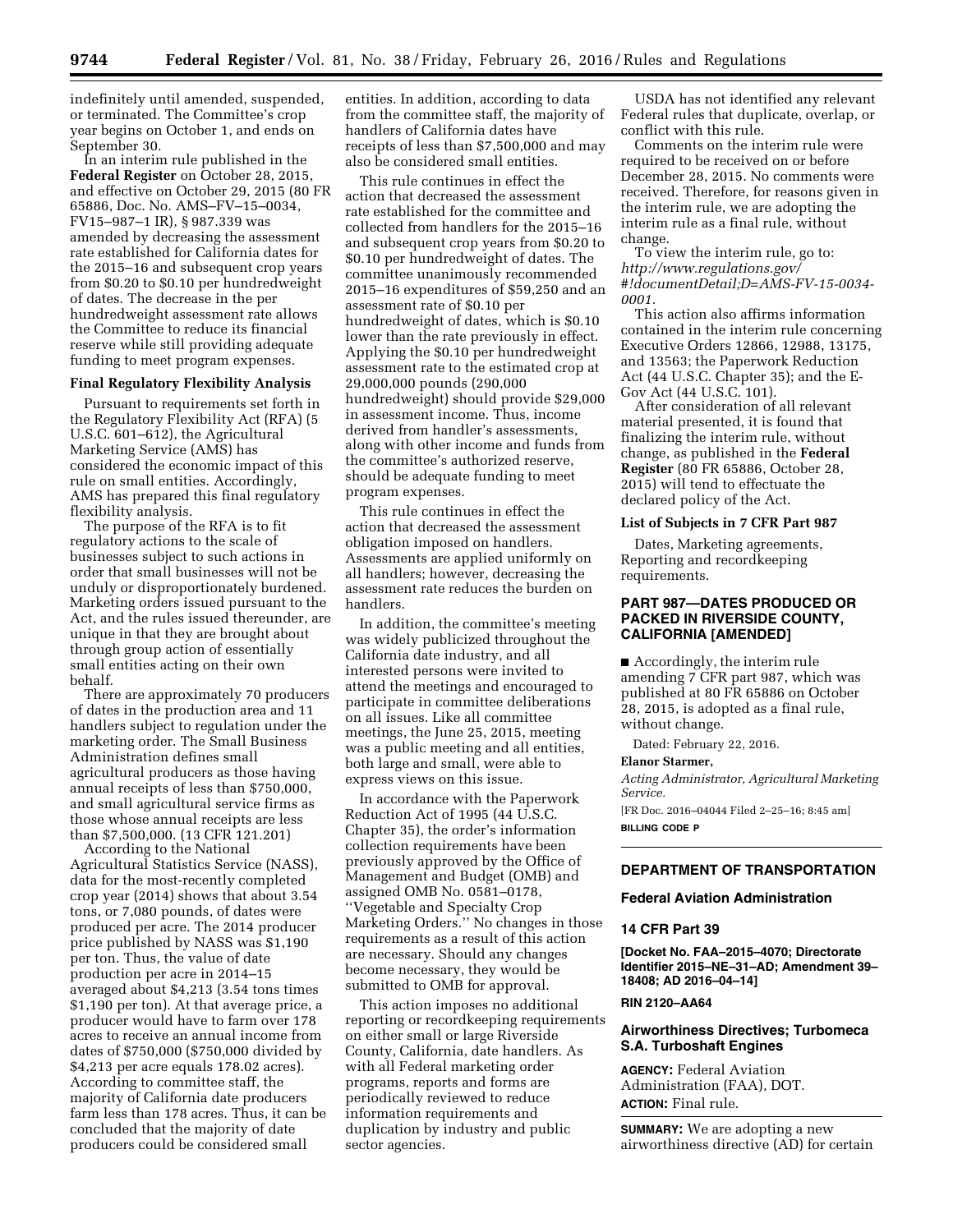indefinitely until amended, suspended, or terminated. The Committee's crop year begins on October 1, and ends on September 30.

In an interim rule published in the **Federal Register** on October 28, 2015, and effective on October 29, 2015 (80 FR 65886, Doc. No. AMS–FV–15–0034, FV15–987–1 IR), § 987.339 was amended by decreasing the assessment rate established for California dates for the 2015–16 and subsequent crop years from $0.20 to $0.10 per hundredweight of dates. The decrease in the per hundredweight assessment rate allows the Committee to reduce its financial reserve while still providing adequate funding to meet program expenses.

### Final Regulatory Flexibility Analysis

Pursuant to requirements set forth in the Regulatory Flexibility Act (RFA) (5 U.S.C. 601–612), the Agricultural Marketing Service (AMS) has considered the economic impact of this rule on small entities. Accordingly, AMS has prepared this final regulatory flexibility analysis.

The purpose of the RFA is to fit regulatory actions to the scale of businesses subject to such actions in order that small businesses will not be unduly or disproportionately burdened. Marketing orders issued pursuant to the Act, and the rules issued thereunder, are unique in that they are brought about through group action of essentially small entities acting on their own behalf.

There are approximately 70 producers of dates in the production area and 11 handlers subject to regulation under the marketing order. The Small Business Administration defines small agricultural producers as those having annual receipts of less than $750,000, and small agricultural service firms as those whose annual receipts are less than $7,500,000. (13 CFR 121.201)

According to the National Agricultural Statistics Service (NASS), data for the most-recently completed crop year (2014) shows that about 3.54 tons, or 7,080 pounds, of dates were produced per acre. The 2014 producer price published by NASS was $1,190 per ton. Thus, the value of date production per acre in 2014–15 averaged about $4,213 (3.54 tons times $1,190 per ton). At that average price, a producer would have to farm over 178 acres to receive an annual income from dates of $750,000 ($750,000 divided by $4,213 per acre equals 178.02 acres). According to committee staff, the majority of California date producers farm less than 178 acres. Thus, it can be concluded that the majority of date producers could be considered small entities. In addition, according to data from the committee staff, the majority of handlers of California dates have receipts of less than $7,500,000 and may also be considered small entities.

This rule continues in effect the action that decreased the assessment rate established for the committee and collected from handlers for the 2015–16 and subsequent crop years from $0.20 to $0.10 per hundredweight of dates. The committee unanimously recommended 2015–16 expenditures of $59,250 and an assessment rate of $0.10 per hundredweight of dates, which is $0.10 lower than the rate previously in effect. Applying the $0.10 per hundredweight assessment rate to the estimated crop at 29,000,000 pounds (290,000 hundredweight) should provide $29,000 in assessment income. Thus, income derived from handler's assessments, along with other income and funds from the committee's authorized reserve, should be adequate funding to meet program expenses.

This rule continues in effect the action that decreased the assessment obligation imposed on handlers. Assessments are applied uniformly on all handlers; however, decreasing the assessment rate reduces the burden on handlers.

In addition, the committee's meeting was widely publicized throughout the California date industry, and all interested persons were invited to attend the meetings and encouraged to participate in committee deliberations on all issues. Like all committee meetings, the June 25, 2015, meeting was a public meeting and all entities, both large and small, were able to express views on this issue.

In accordance with the Paperwork Reduction Act of 1995 (44 U.S.C. Chapter 35), the order's information collection requirements have been previously approved by the Office of Management and Budget (OMB) and assigned OMB No. 0581–0178, "Vegetable and Specialty Crop Marketing Orders." No changes in those requirements as a result of this action are necessary. Should any changes become necessary, they would be submitted to OMB for approval.

This action imposes no additional reporting or recordkeeping requirements on either small or large Riverside County, California, date handlers. As with all Federal marketing order programs, reports and forms are periodically reviewed to reduce information requirements and duplication by industry and public sector agencies.

USDA has not identified any relevant Federal rules that duplicate, overlap, or conflict with this rule.

Comments on the interim rule were required to be received on or before December 28, 2015. No comments were received. Therefore, for reasons given in the interim rule, we are adopting the interim rule as a final rule, without change.

To view the interim rule, go to: *http://www.regulations.gov/#!documentDetail;D=AMS-FV-15-0034-0001*.

This action also affirms information contained in the interim rule concerning Executive Orders 12866, 12988, 13175, and 13563; the Paperwork Reduction Act (44 U.S.C. Chapter 35); and the E-Gov Act (44 U.S.C. 101).

After consideration of all relevant material presented, it is found that finalizing the interim rule, without change, as published in the **Federal Register** (80 FR 65886, October 28, 2015) will tend to effectuate the declared policy of the Act.

### List of Subjects in 7 CFR Part 987

Dates, Marketing agreements, Reporting and recordkeeping requirements.

## PART 987—DATES PRODUCED OR PACKED IN RIVERSIDE COUNTY, CALIFORNIA [AMENDED]

■ Accordingly, the interim rule amending 7 CFR part 987, which was published at 80 FR 65886 on October 28, 2015, is adopted as a final rule, without change.

Dated: February 22, 2016.

**Elanor Starmer,**

*Acting Administrator, Agricultural Marketing Service.*

[FR Doc. 2016–04044 Filed 2–25–16; 8:45 am]

**BILLING CODE P**

## DEPARTMENT OF TRANSPORTATION

### Federal Aviation Administration

### 14 CFR Part 39

**[Docket No. FAA–2015–4070; Directorate Identifier 2015–NE–31–AD; Amendment 39–18408; AD 2016–04–14]**

**RIN 2120–AA64**

### Airworthiness Directives; Turbomeca S.A. Turboshaft Engines

**AGENCY:** Federal Aviation Administration (FAA), DOT.

**ACTION:** Final rule.

**SUMMARY:** We are adopting a new airworthiness directive (AD) for certain